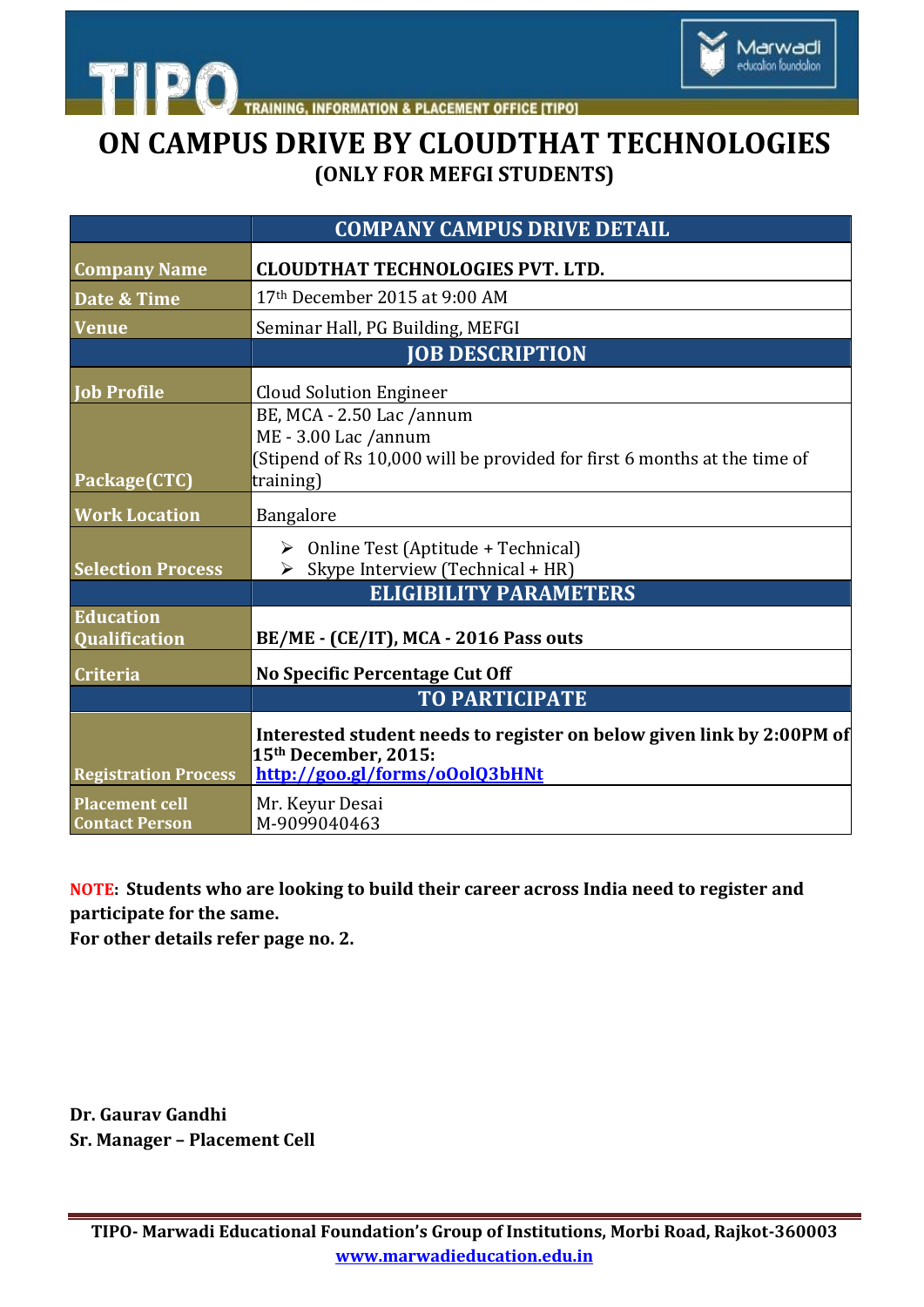TRAINING, INFORMATION & PLACEMENT OFFICE [TIPO]

# ON CAMPUS DRIVE BY CLOUDTHAT TECHNOLOGIES

## (ONLY FOR MEFGI STUDENTS)

| | COMPANY CAMPUS DRIVE DETAIL |
|---|---|
| Company Name | **CLOUDTHAT TECHNOLOGIES PVT. LTD.** |
| Date & Time | 17th December 2015 at 9:00 AM |
| Venue | Seminar Hall, PG Building, MEFGI |
| | **JOB DESCRIPTION** |
| Job Profile | Cloud Solution Engineer |
| Package(CTC) | BE, MCA - 2.50 Lac /annum<br>ME - 3.00 Lac /annum<br>(Stipend of Rs 10,000 will be provided for first 6 months at the time of training) |
| Work Location | Bangalore |
| Selection Process | ➢ Online Test (Aptitude + Technical)<br>➢ Skype Interview (Technical + HR) |
| | **ELIGIBILITY PARAMETERS** |
| Education Qualification | **BE/ME - (CE/IT), MCA - 2016 Pass outs** |
| Criteria | **No Specific Percentage Cut Off** |
| | **TO PARTICIPATE** |
| Registration Process | **Interested student needs to register on below given link by 2:00PM of 15th December, 2015:**<br>**http://goo.gl/forms/oOolQ3bHNt** |
| Placement cell Contact Person | Mr. Keyur Desai<br>M-9099040463 |

**NOTE: Students who are looking to build their career across India need to register and participate for the same.**
**For other details refer page no. 2.**

**Dr. Gaurav Gandhi**
**Sr. Manager – Placement Cell**

**TIPO- Marwadi Educational Foundation's Group of Institutions, Morbi Road, Rajkot-360003**
**www.marwadieducation.edu.in**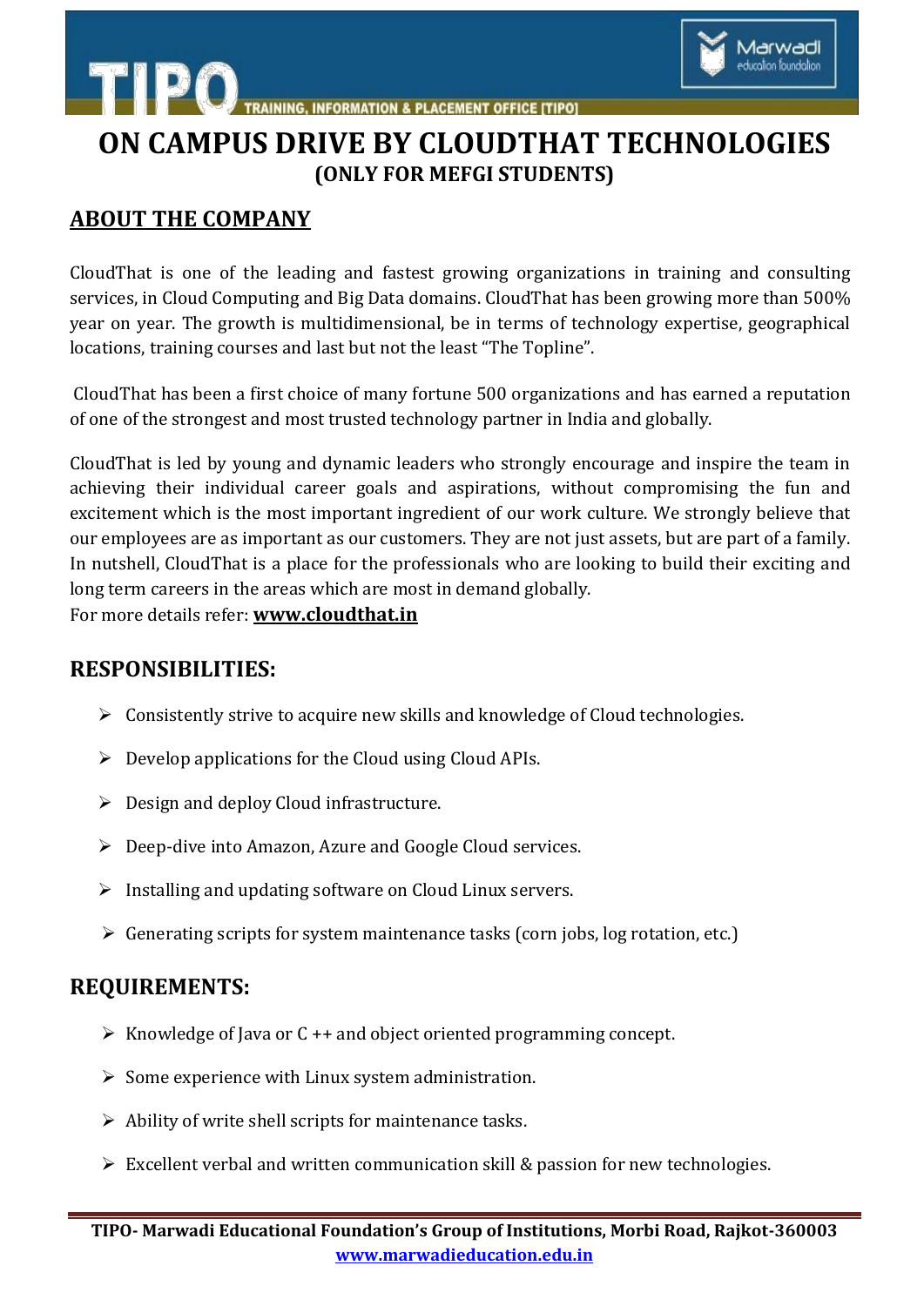# ON CAMPUS DRIVE BY CLOUDTHAT TECHNOLOGIES

**(ONLY FOR MEFGI STUDENTS)**

## ABOUT THE COMPANY

CloudThat is one of the leading and fastest growing organizations in training and consulting services, in Cloud Computing and Big Data domains. CloudThat has been growing more than 500% year on year. The growth is multidimensional, be in terms of technology expertise, geographical locations, training courses and last but not the least "The Topline".

CloudThat has been a first choice of many fortune 500 organizations and has earned a reputation of one of the strongest and most trusted technology partner in India and globally.

CloudThat is led by young and dynamic leaders who strongly encourage and inspire the team in achieving their individual career goals and aspirations, without compromising the fun and excitement which is the most important ingredient of our work culture. We strongly believe that our employees are as important as our customers. They are not just assets, but are part of a family. In nutshell, CloudThat is a place for the professionals who are looking to build their exciting and long term careers in the areas which are most in demand globally.

For more details refer: **www.cloudthat.in**

## RESPONSIBILITIES:

- Consistently strive to acquire new skills and knowledge of Cloud technologies.
- Develop applications for the Cloud using Cloud APIs.
- Design and deploy Cloud infrastructure.
- Deep-dive into Amazon, Azure and Google Cloud services.
- Installing and updating software on Cloud Linux servers.
- Generating scripts for system maintenance tasks (corn jobs, log rotation, etc.)

## REQUIREMENTS:

- Knowledge of Java or C ++ and object oriented programming concept.
- Some experience with Linux system administration.
- Ability of write shell scripts for maintenance tasks.
- Excellent verbal and written communication skill & passion for new technologies.